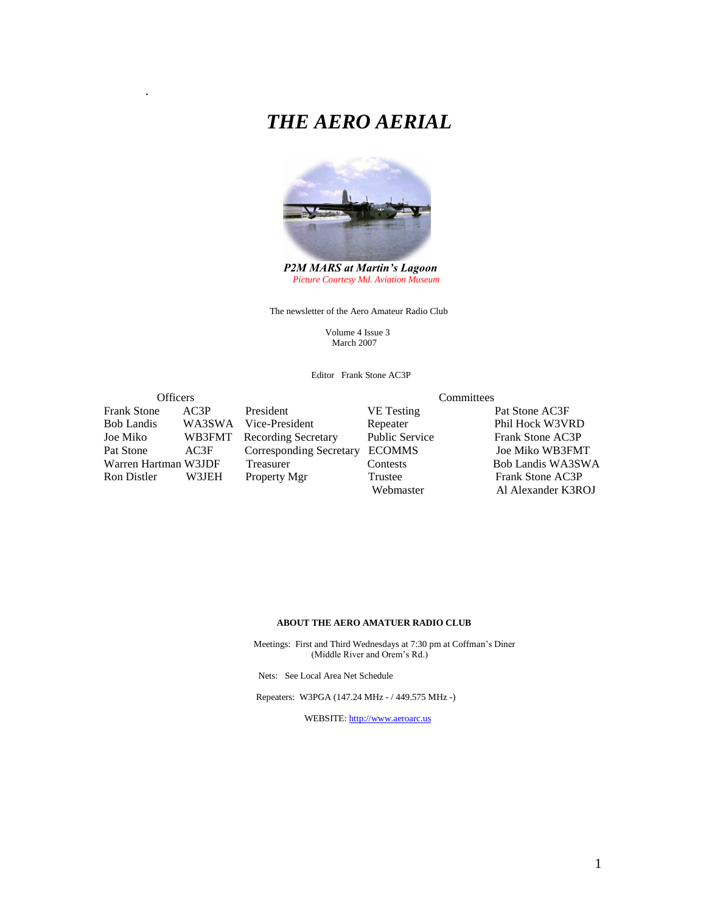# *THE AERO AERIAL*

***P2M MARS at Martin's Lagoon***
*Picture Courtesy Md. Aviation Museum*

The newsletter of the Aero Amateur Radio Club

Volume 4 Issue 3
March 2007

Editor Frank Stone AC3P

| Officers | | | Committees | |
|---|---|---|---|---|
| Frank Stone | AC3P | President | VE Testing | Pat Stone AC3F |
| Bob Landis | WA3SWA | Vice-President | Repeater | Phil Hock W3VRD |
| Joe Miko | WB3FMT | Recording Secretary | Public Service | Frank Stone AC3P |
| Pat Stone | AC3F | Corresponding Secretary | ECOMMS | Joe Miko WB3FMT |
| Warren Hartman | W3JDF | Treasurer | Contests | Bob Landis WA3SWA |
| Ron Distler | W3JEH | Property Mgr | Trustee | Frank Stone AC3P |
| | | | Webmaster | Al Alexander K3ROJ |

**ABOUT THE AERO AMATUER RADIO CLUB**

Meetings: First and Third Wednesdays at 7:30 pm at Coffman's Diner (Middle River and Orem's Rd.)

Nets: See Local Area Net Schedule

Repeaters: W3PGA (147.24 MHz - / 449.575 MHz -)

WEBSITE: [http://www.aeroarc.us](http://www.aeroarc.us)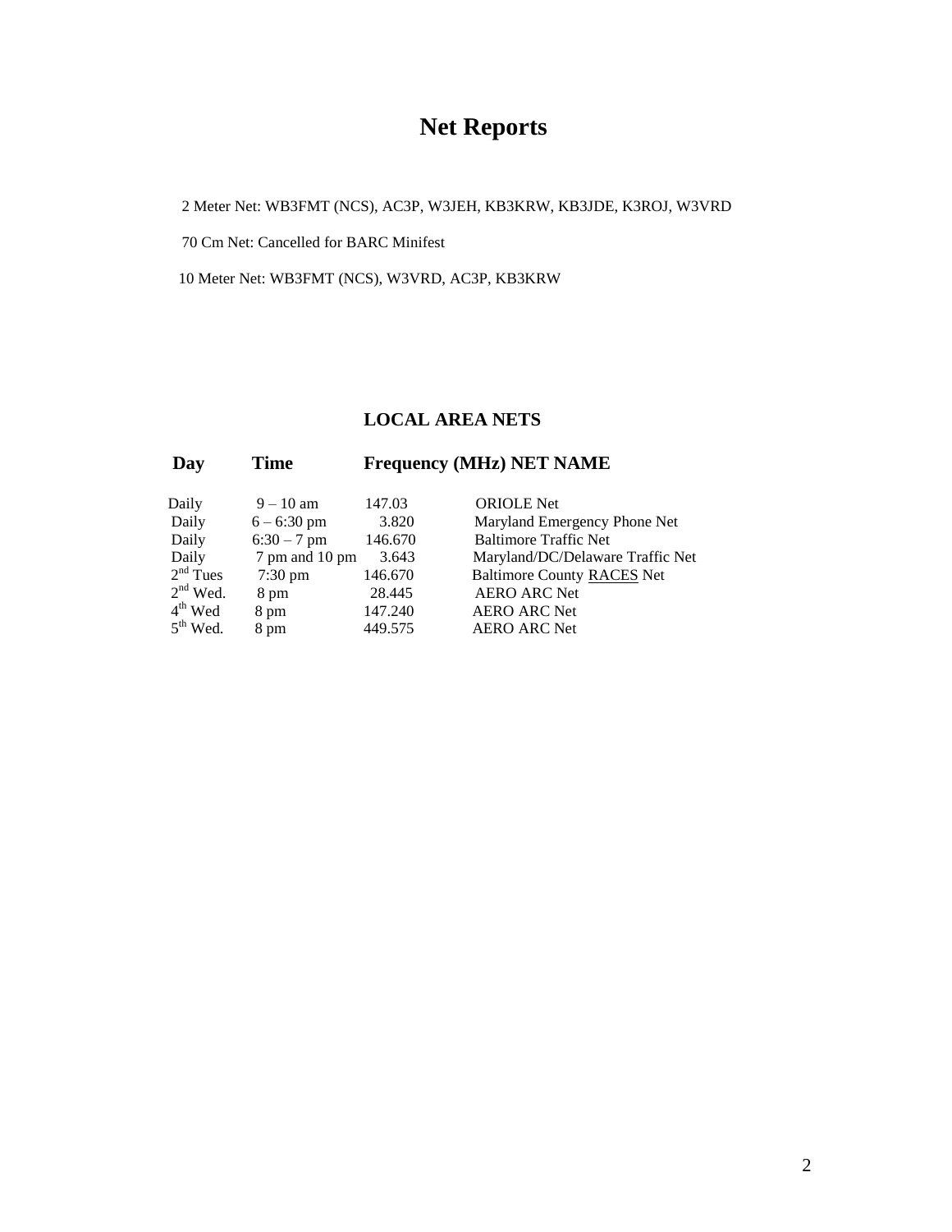# Net Reports

2 Meter Net: WB3FMT (NCS), AC3P, W3JEH, KB3KRW, KB3JDE, K3ROJ, W3VRD

70 Cm Net: Cancelled for BARC Minifest

10 Meter Net: WB3FMT (NCS), W3VRD, AC3P, KB3KRW

## LOCAL AREA NETS

| Day | Time | Frequency (MHz) | NET NAME |
|---|---|---|---|
| Daily | 9 – 10 am | 147.03 | ORIOLE Net |
| Daily | 6 – 6:30 pm | 3.820 | Maryland Emergency Phone Net |
| Daily | 6:30 – 7 pm | 146.670 | Baltimore Traffic Net |
| Daily | 7 pm and 10 pm | 3.643 | Maryland/DC/Delaware Traffic Net |
| 2nd Tues | 7:30 pm | 146.670 | Baltimore County RACES Net |
| 2nd Wed. | 8 pm | 28.445 | AERO ARC Net |
| 4th Wed | 8 pm | 147.240 | AERO ARC Net |
| 5th Wed. | 8 pm | 449.575 | AERO ARC Net |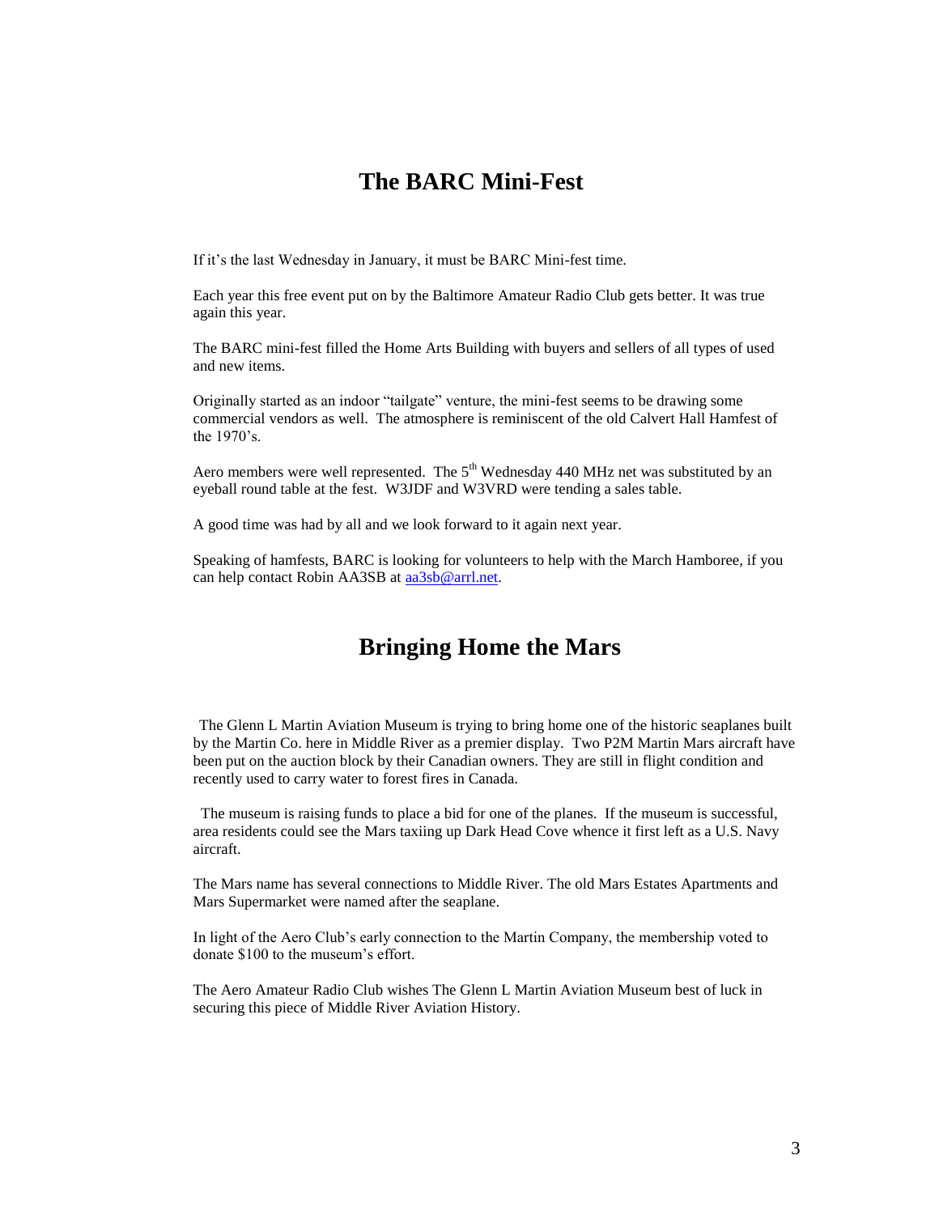## The BARC Mini-Fest

If it's the last Wednesday in January, it must be BARC Mini-fest time.

Each year this free event put on by the Baltimore Amateur Radio Club gets better. It was true again this year.

The BARC mini-fest filled the Home Arts Building with buyers and sellers of all types of used and new items.

Originally started as an indoor "tailgate" venture, the mini-fest seems to be drawing some commercial vendors as well. The atmosphere is reminiscent of the old Calvert Hall Hamfest of the 1970's.

Aero members were well represented. The 5th Wednesday 440 MHz net was substituted by an eyeball round table at the fest. W3JDF and W3VRD were tending a sales table.

A good time was had by all and we look forward to it again next year.

Speaking of hamfests, BARC is looking for volunteers to help with the March Hamboree, if you can help contact Robin AA3SB at [aa3sb@arrl.net](mailto:aa3sb@arrl.net).

## Bringing Home the Mars

The Glenn L Martin Aviation Museum is trying to bring home one of the historic seaplanes built by the Martin Co. here in Middle River as a premier display. Two P2M Martin Mars aircraft have been put on the auction block by their Canadian owners. They are still in flight condition and recently used to carry water to forest fires in Canada.

The museum is raising funds to place a bid for one of the planes. If the museum is successful, area residents could see the Mars taxiing up Dark Head Cove whence it first left as a U.S. Navy aircraft.

The Mars name has several connections to Middle River. The old Mars Estates Apartments and Mars Supermarket were named after the seaplane.

In light of the Aero Club's early connection to the Martin Company, the membership voted to donate $100 to the museum's effort.

The Aero Amateur Radio Club wishes The Glenn L Martin Aviation Museum best of luck in securing this piece of Middle River Aviation History.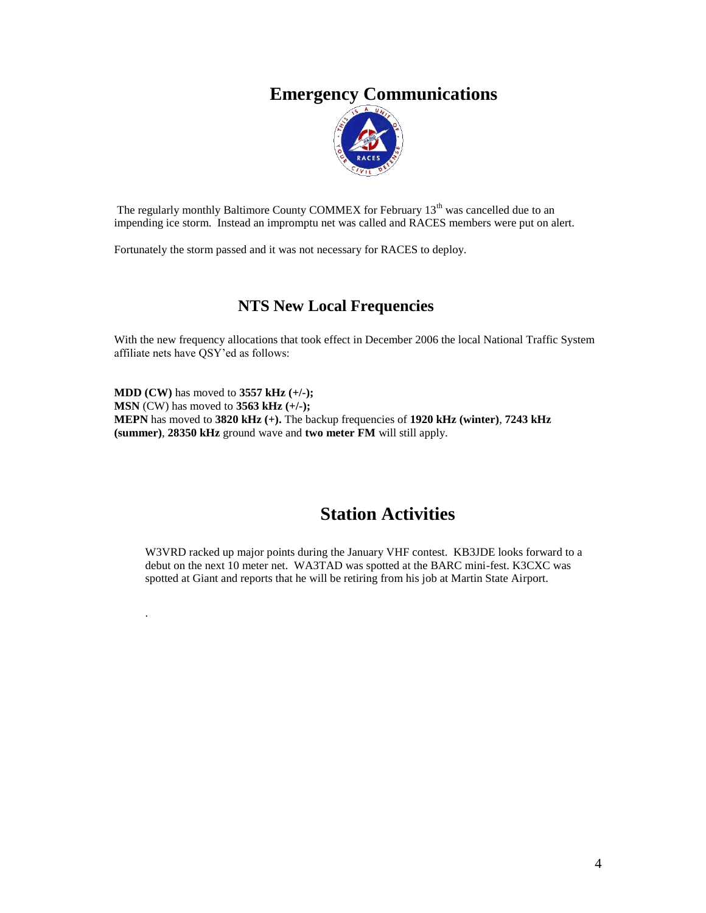# Emergency Communications

The regularly monthly Baltimore County COMMEX for February 13th was cancelled due to an impending ice storm. Instead an impromptu net was called and RACES members were put on alert.

Fortunately the storm passed and it was not necessary for RACES to deploy.

## NTS New Local Frequencies

With the new frequency allocations that took effect in December 2006 the local National Traffic System affiliate nets have QSY'ed as follows:

**MDD (CW)** has moved to **3557 kHz (+/-);**
**MSN** (CW) has moved to **3563 kHz (+/-);**
**MEPN** has moved to **3820 kHz (+).** The backup frequencies of **1920 kHz (winter)**, **7243 kHz (summer)**, **28350 kHz** ground wave and **two meter FM** will still apply.

# Station Activities

W3VRD racked up major points during the January VHF contest. KB3JDE looks forward to a debut on the next 10 meter net. WA3TAD was spotted at the BARC mini-fest. K3CXC was spotted at Giant and reports that he will be retiring from his job at Martin State Airport.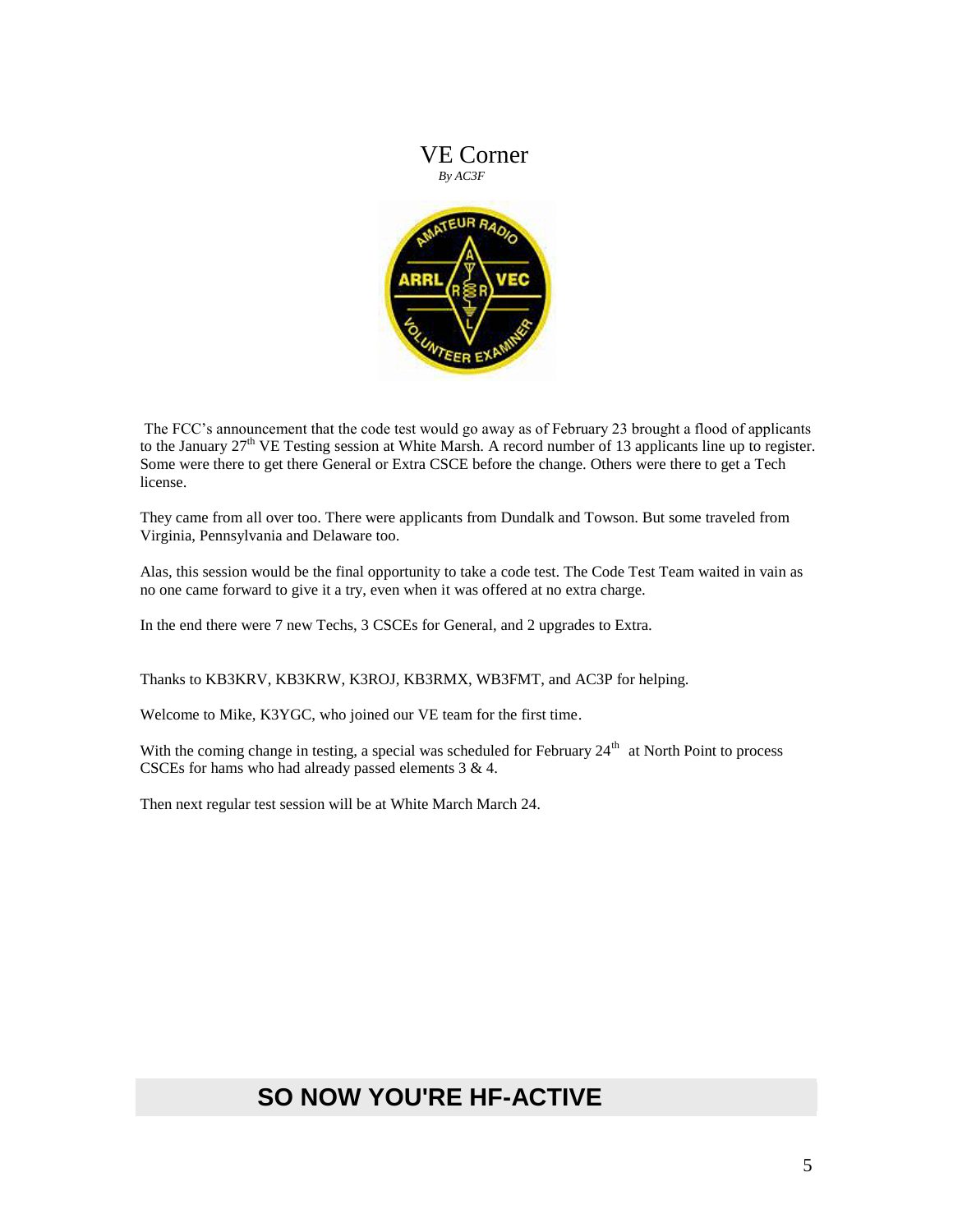# VE Corner

*By AC3F*

The FCC's announcement that the code test would go away as of February 23 brought a flood of applicants to the January 27th VE Testing session at White Marsh. A record number of 13 applicants line up to register. Some were there to get there General or Extra CSCE before the change. Others were there to get a Tech license.

They came from all over too. There were applicants from Dundalk and Towson. But some traveled from Virginia, Pennsylvania and Delaware too.

Alas, this session would be the final opportunity to take a code test. The Code Test Team waited in vain as no one came forward to give it a try, even when it was offered at no extra charge.

In the end there were 7 new Techs, 3 CSCEs for General, and 2 upgrades to Extra.

Thanks to KB3KRV, KB3KRW, K3ROJ, KB3RMX, WB3FMT, and AC3P for helping.

Welcome to Mike, K3YGC, who joined our VE team for the first time.

With the coming change in testing, a special was scheduled for February 24th at North Point to process CSCEs for hams who had already passed elements 3 & 4.

Then next regular test session will be at White March March 24.

# SO NOW YOU'RE HF-ACTIVE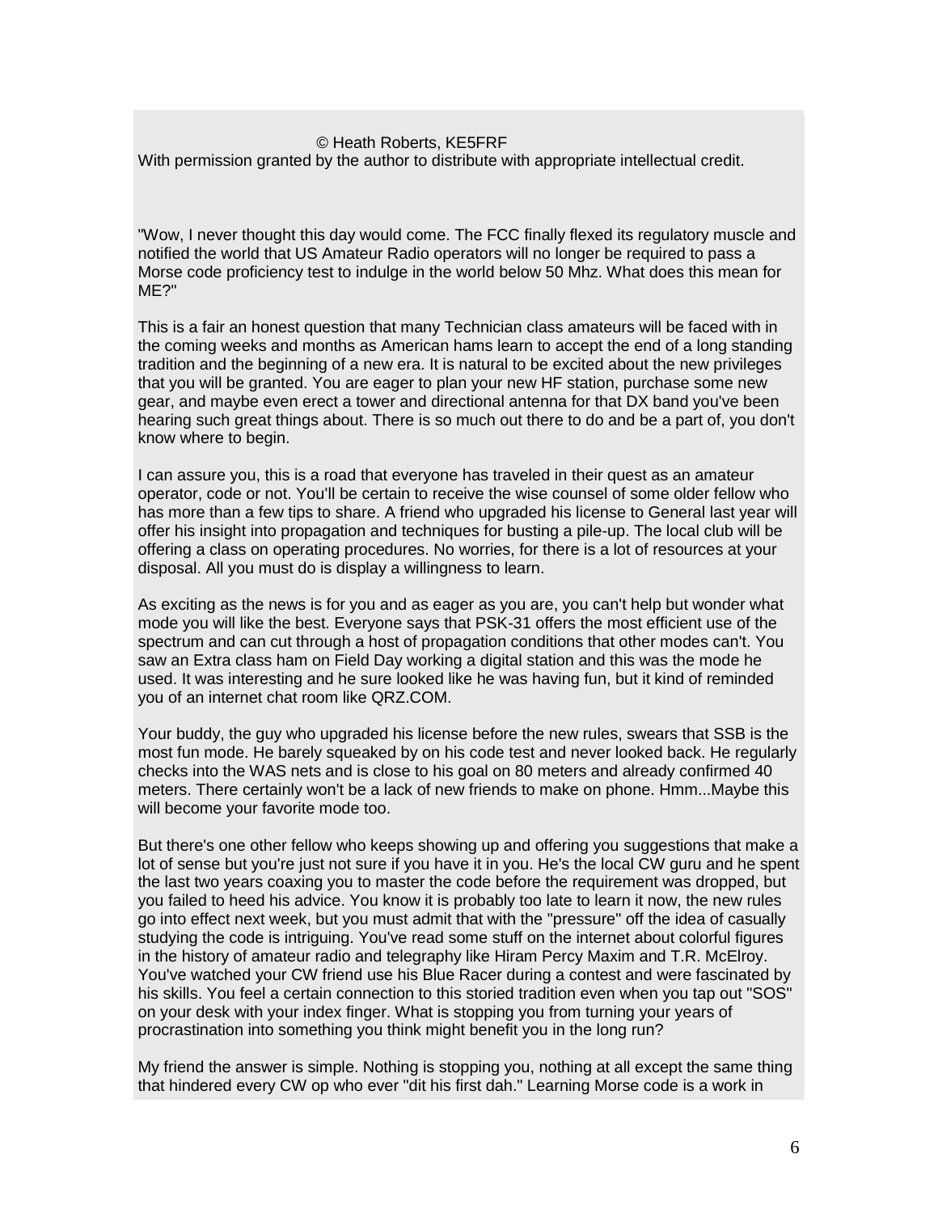© Heath Roberts, KE5FRF
With permission granted by the author to distribute with appropriate intellectual credit.

"Wow, I never thought this day would come. The FCC finally flexed its regulatory muscle and notified the world that US Amateur Radio operators will no longer be required to pass a Morse code proficiency test to indulge in the world below 50 Mhz. What does this mean for ME?"

This is a fair an honest question that many Technician class amateurs will be faced with in the coming weeks and months as American hams learn to accept the end of a long standing tradition and the beginning of a new era. It is natural to be excited about the new privileges that you will be granted. You are eager to plan your new HF station, purchase some new gear, and maybe even erect a tower and directional antenna for that DX band you've been hearing such great things about. There is so much out there to do and be a part of, you don't know where to begin.

I can assure you, this is a road that everyone has traveled in their quest as an amateur operator, code or not. You'll be certain to receive the wise counsel of some older fellow who has more than a few tips to share. A friend who upgraded his license to General last year will offer his insight into propagation and techniques for busting a pile-up. The local club will be offering a class on operating procedures. No worries, for there is a lot of resources at your disposal. All you must do is display a willingness to learn.

As exciting as the news is for you and as eager as you are, you can't help but wonder what mode you will like the best. Everyone says that PSK-31 offers the most efficient use of the spectrum and can cut through a host of propagation conditions that other modes can't. You saw an Extra class ham on Field Day working a digital station and this was the mode he used. It was interesting and he sure looked like he was having fun, but it kind of reminded you of an internet chat room like QRZ.COM.

Your buddy, the guy who upgraded his license before the new rules, swears that SSB is the most fun mode. He barely squeaked by on his code test and never looked back. He regularly checks into the WAS nets and is close to his goal on 80 meters and already confirmed 40 meters. There certainly won't be a lack of new friends to make on phone. Hmm...Maybe this will become your favorite mode too.

But there's one other fellow who keeps showing up and offering you suggestions that make a lot of sense but you're just not sure if you have it in you. He's the local CW guru and he spent the last two years coaxing you to master the code before the requirement was dropped, but you failed to heed his advice. You know it is probably too late to learn it now, the new rules go into effect next week, but you must admit that with the "pressure" off the idea of casually studying the code is intriguing. You've read some stuff on the internet about colorful figures in the history of amateur radio and telegraphy like Hiram Percy Maxim and T.R. McElroy. You've watched your CW friend use his Blue Racer during a contest and were fascinated by his skills. You feel a certain connection to this storied tradition even when you tap out "SOS" on your desk with your index finger. What is stopping you from turning your years of procrastination into something you think might benefit you in the long run?

My friend the answer is simple. Nothing is stopping you, nothing at all except the same thing that hindered every CW op who ever "dit his first dah." Learning Morse code is a work in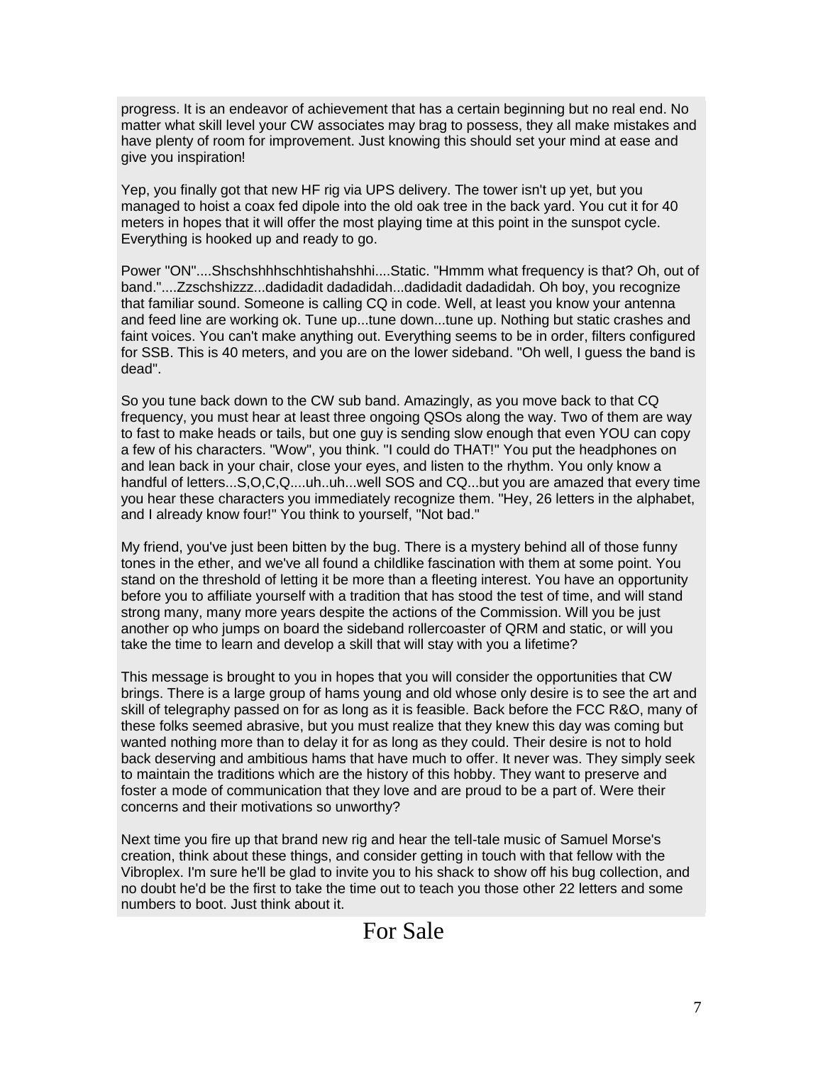progress. It is an endeavor of achievement that has a certain beginning but no real end. No matter what skill level your CW associates may brag to possess, they all make mistakes and have plenty of room for improvement. Just knowing this should set your mind at ease and give you inspiration!

Yep, you finally got that new HF rig via UPS delivery. The tower isn't up yet, but you managed to hoist a coax fed dipole into the old oak tree in the back yard. You cut it for 40 meters in hopes that it will offer the most playing time at this point in the sunspot cycle. Everything is hooked up and ready to go.

Power "ON"....Shschshhhschhtishahshhi....Static. "Hmmm what frequency is that? Oh, out of band."....Zzschshizzz...dadidadit dadadidah...dadidadit dadadidah. Oh boy, you recognize that familiar sound. Someone is calling CQ in code. Well, at least you know your antenna and feed line are working ok. Tune up...tune down...tune up. Nothing but static crashes and faint voices. You can't make anything out. Everything seems to be in order, filters configured for SSB. This is 40 meters, and you are on the lower sideband. "Oh well, I guess the band is dead".

So you tune back down to the CW sub band. Amazingly, as you move back to that CQ frequency, you must hear at least three ongoing QSOs along the way. Two of them are way to fast to make heads or tails, but one guy is sending slow enough that even YOU can copy a few of his characters. "Wow", you think. "I could do THAT!" You put the headphones on and lean back in your chair, close your eyes, and listen to the rhythm. You only know a handful of letters...S,O,C,Q....uh..uh...well SOS and CQ...but you are amazed that every time you hear these characters you immediately recognize them. "Hey, 26 letters in the alphabet, and I already know four!" You think to yourself, "Not bad."

My friend, you've just been bitten by the bug. There is a mystery behind all of those funny tones in the ether, and we've all found a childlike fascination with them at some point. You stand on the threshold of letting it be more than a fleeting interest. You have an opportunity before you to affiliate yourself with a tradition that has stood the test of time, and will stand strong many, many more years despite the actions of the Commission. Will you be just another op who jumps on board the sideband rollercoaster of QRM and static, or will you take the time to learn and develop a skill that will stay with you a lifetime?

This message is brought to you in hopes that you will consider the opportunities that CW brings. There is a large group of hams young and old whose only desire is to see the art and skill of telegraphy passed on for as long as it is feasible. Back before the FCC R&O, many of these folks seemed abrasive, but you must realize that they knew this day was coming but wanted nothing more than to delay it for as long as they could. Their desire is not to hold back deserving and ambitious hams that have much to offer. It never was. They simply seek to maintain the traditions which are the history of this hobby. They want to preserve and foster a mode of communication that they love and are proud to be a part of. Were their concerns and their motivations so unworthy?

Next time you fire up that brand new rig and hear the tell-tale music of Samuel Morse's creation, think about these things, and consider getting in touch with that fellow with the Vibroplex. I'm sure he'll be glad to invite you to his shack to show off his bug collection, and no doubt he'd be the first to take the time out to teach you those other 22 letters and some numbers to boot. Just think about it.

# For Sale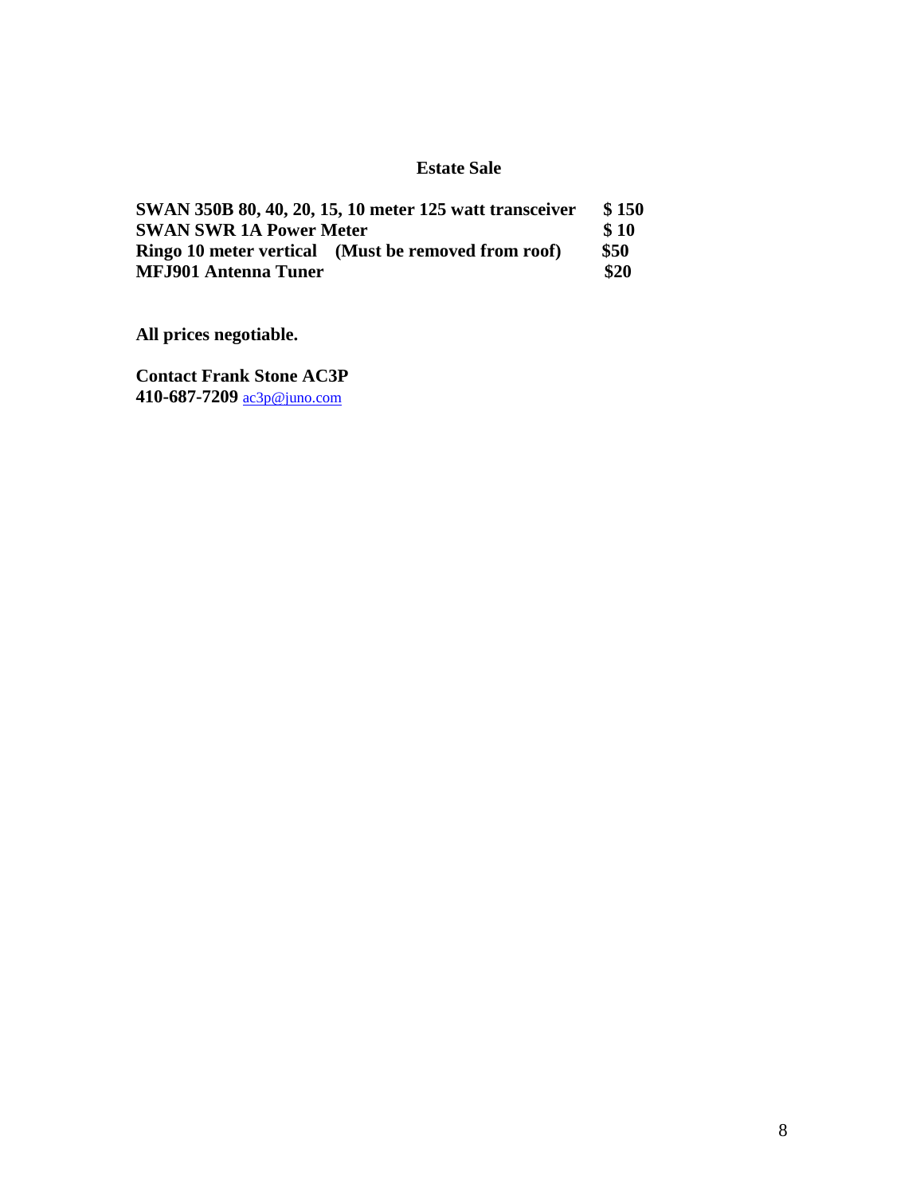## Estate Sale

| | |
|---|---|
| **SWAN 350B 80, 40, 20, 15, 10 meter 125 watt transceiver** | **$ 150** |
| **SWAN SWR 1A Power Meter** | **$ 10** |
| **Ringo 10 meter vertical (Must be removed from roof)** | **$50** |
| **MFJ901 Antenna Tuner** | **$20** |

**All prices negotiable.**

**Contact Frank Stone AC3P**
**410-687-7209** ac3p@juno.com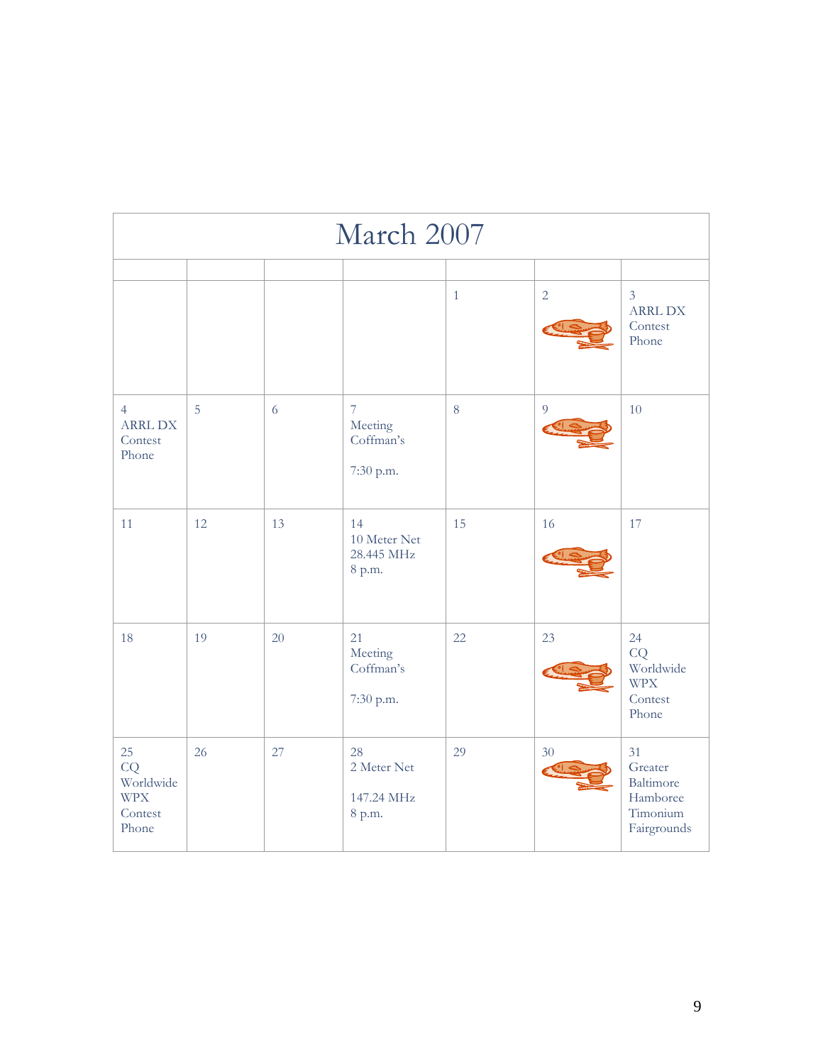# March 2007

| | | | | | | |
|---|---|---|---|---|---|---|
| | | | | 1 | 2 | 3 ARRL DX Contest Phone |
| 4 ARRL DX Contest Phone | 5 | 6 | 7 Meeting Coffman's 7:30 p.m. | 8 | 9 | 10 |
| 11 | 12 | 13 | 14 10 Meter Net 28.445 MHz 8 p.m. | 15 | 16 | 17 |
| 18 | 19 | 20 | 21 Meeting Coffman's 7:30 p.m. | 22 | 23 | 24 CQ Worldwide WPX Contest Phone |
| 25 CQ Worldwide WPX Contest Phone | 26 | 27 | 28 2 Meter Net 147.24 MHz 8 p.m. | 29 | 30 | 31 Greater Baltimore Hamboree Timonium Fairgrounds |